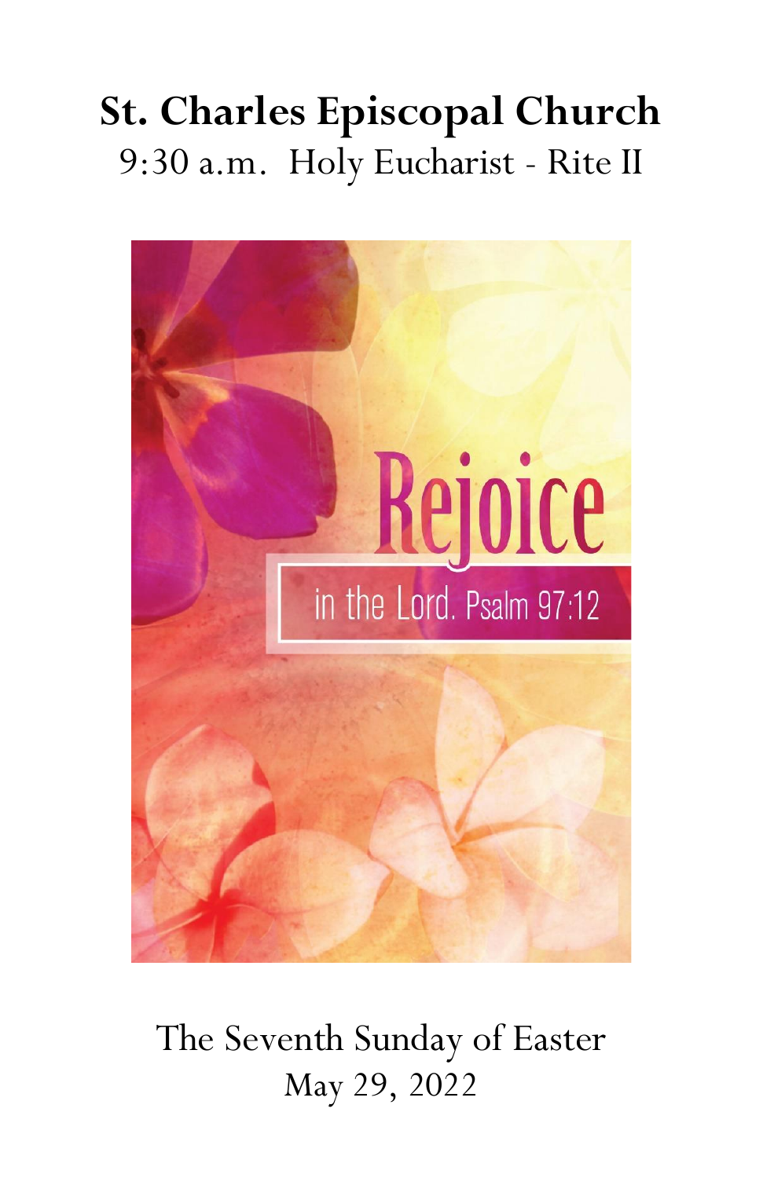# St. Charles Episcopal Church

9:30 a.m. Holy Eucharist - Rite II

Rejoice in the Lord. Psalm 97:12

The Seventh Sunday of Easter

May 29, 2022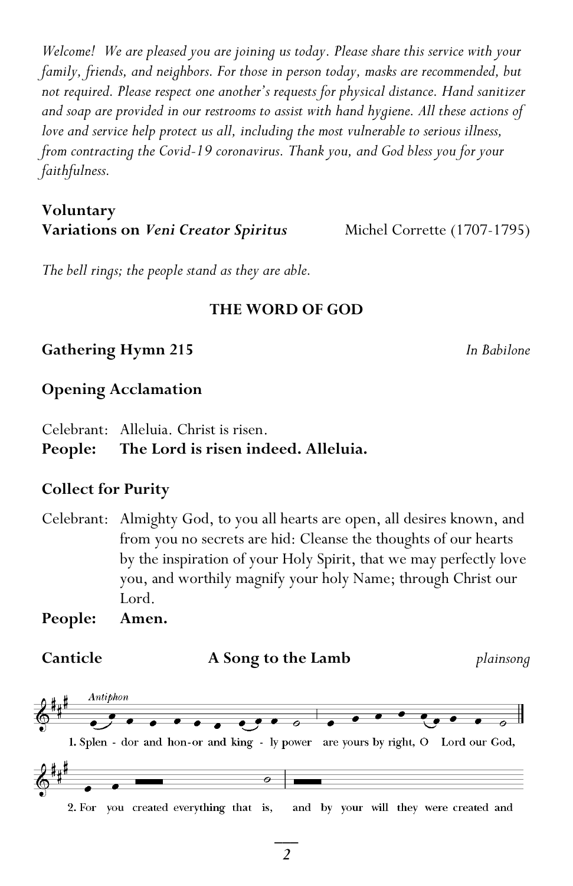*Welcome! We are pleased you are joining us today. Please share this service with your family, friends, and neighbors. For those in person today, masks are recommended, but not required. Please respect one another's requests for physical distance. Hand sanitizer and soap are provided in our restrooms to assist with hand hygiene. All these actions of love and service help protect us all, including the most vulnerable to serious illness, from contracting the Covid-19 coronavirus. Thank you, and God bless you for your faithfulness.*

**Voluntary**
**Variations on *Veni Creator Spiritus*** Michel Corrette (1707-1795)

*The bell rings; the people stand as they are able.*

## THE WORD OF GOD

**Gathering Hymn 215** *In Babilone*

**Opening Acclamation**

Celebrant: Alleluia. Christ is risen.
**People: The Lord is risen indeed. Alleluia.**

**Collect for Purity**

Celebrant: Almighty God, to you all hearts are open, all desires known, and from you no secrets are hid: Cleanse the thoughts of our hearts by the inspiration of your Holy Spirit, that we may perfectly love you, and worthily magnify your holy Name; through Christ our Lord.
**People: Amen.**

**Canticle** **A Song to the Lamb** *plainsong*

*Antiphon*

1. Splen - dor and hon-or and king - ly power are yours by right, O Lord our God,

2. For you created everything that is, and by your will they were created and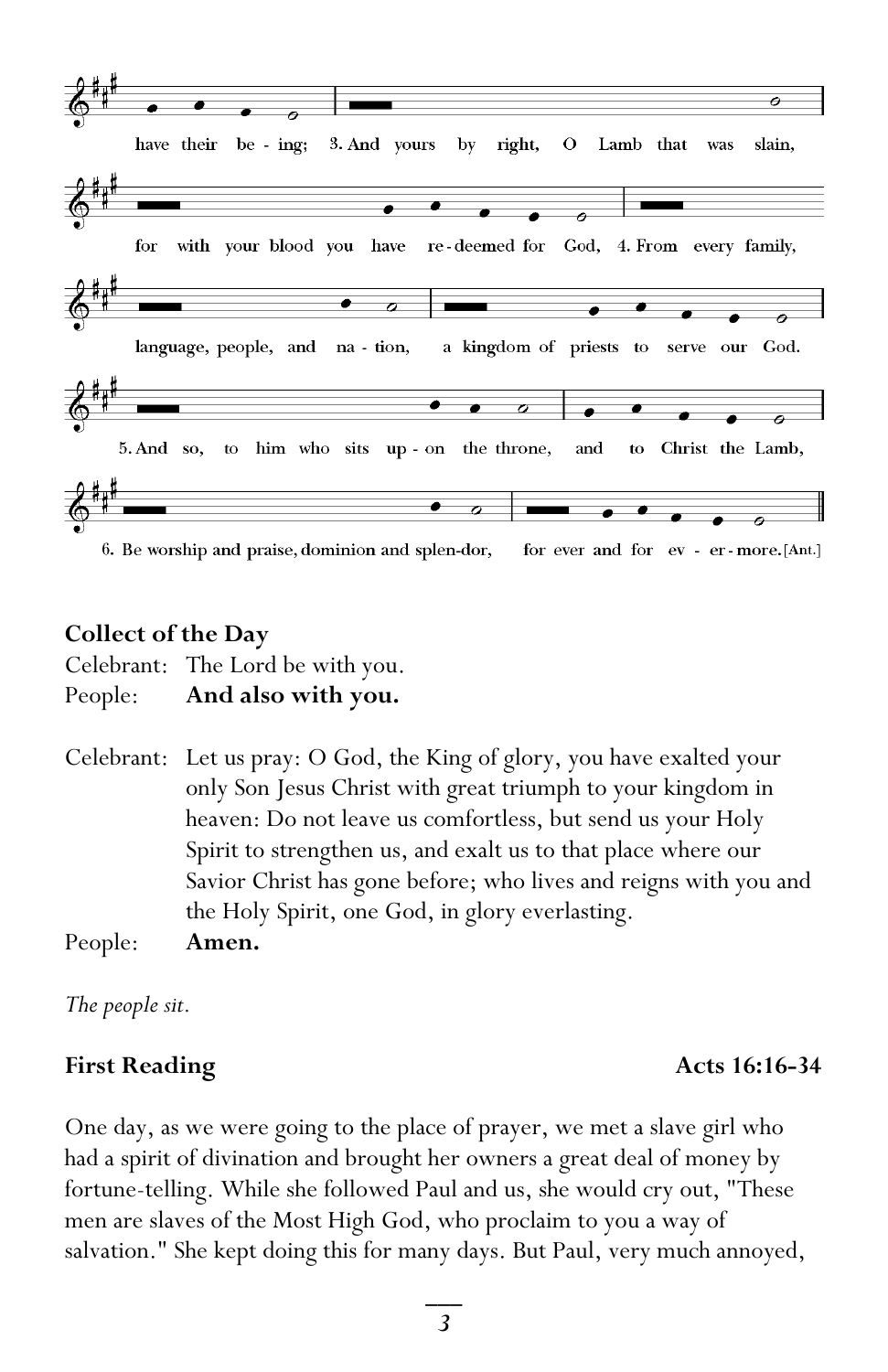have their be - ing; 3. And yours by right, O Lamb that was slain,

for with your blood you have re - deemed for God, 4. From every family,

language, people, and na - tion, a kingdom of priests to serve our God.

5. And so, to him who sits up - on the throne, and to Christ the Lamb,

6. Be worship and praise, dominion and splen-dor, for ever and for ev - er - more. [Ant.]

**Collect of the Day**

Celebrant: The Lord be with you.
People: **And also with you.**

Celebrant: Let us pray: O God, the King of glory, you have exalted your only Son Jesus Christ with great triumph to your kingdom in heaven: Do not leave us comfortless, but send us your Holy Spirit to strengthen us, and exalt us to that place where our Savior Christ has gone before; who lives and reigns with you and the Holy Spirit, one God, in glory everlasting.
People: **Amen.**

*The people sit.*

**First Reading** **Acts 16:16-34**

One day, as we were going to the place of prayer, we met a slave girl who had a spirit of divination and brought her owners a great deal of money by fortune-telling. While she followed Paul and us, she would cry out, "These men are slaves of the Most High God, who proclaim to you a way of salvation." She kept doing this for many days. But Paul, very much annoyed,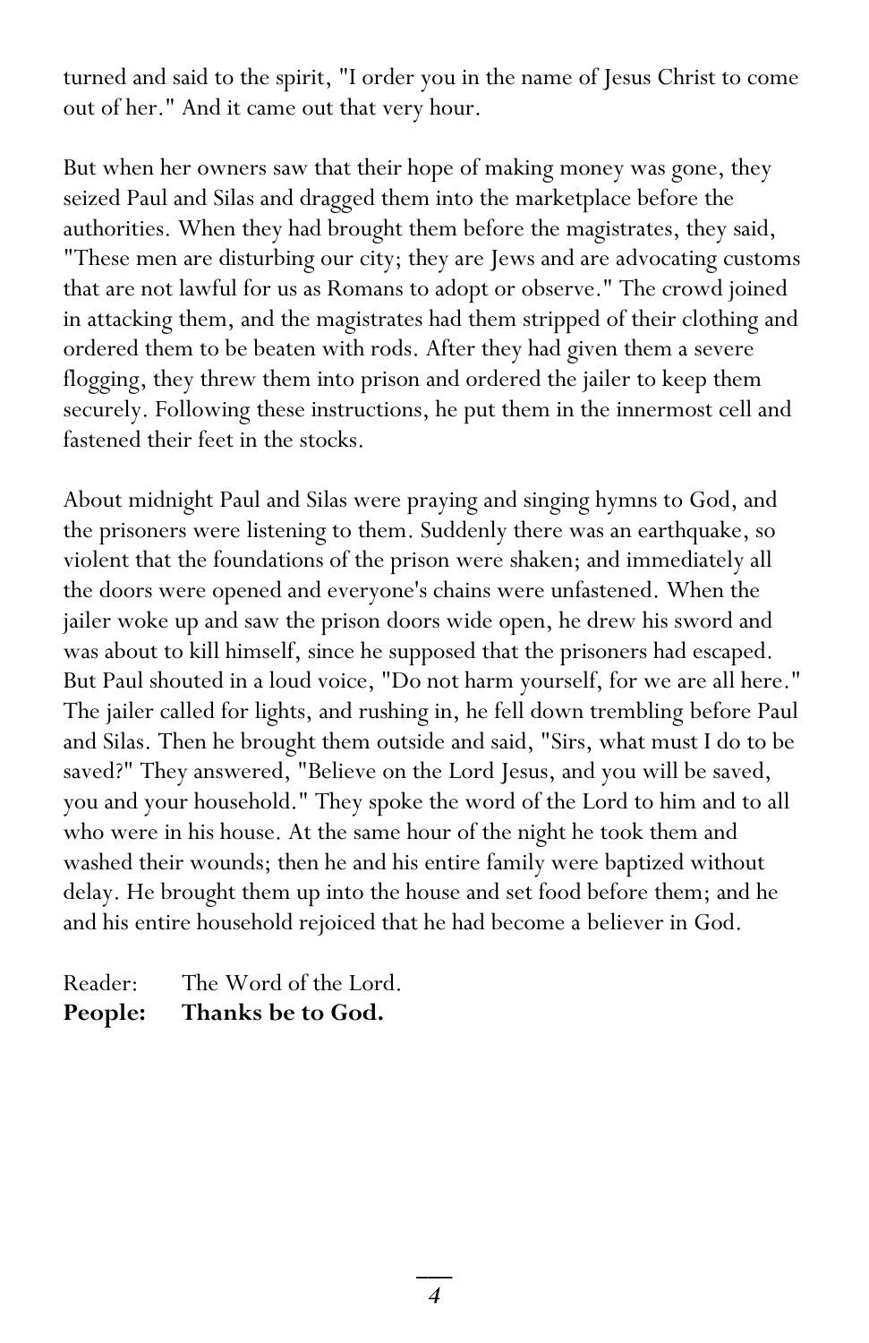turned and said to the spirit, "I order you in the name of Jesus Christ to come out of her." And it came out that very hour.

But when her owners saw that their hope of making money was gone, they seized Paul and Silas and dragged them into the marketplace before the authorities. When they had brought them before the magistrates, they said, "These men are disturbing our city; they are Jews and are advocating customs that are not lawful for us as Romans to adopt or observe." The crowd joined in attacking them, and the magistrates had them stripped of their clothing and ordered them to be beaten with rods. After they had given them a severe flogging, they threw them into prison and ordered the jailer to keep them securely. Following these instructions, he put them in the innermost cell and fastened their feet in the stocks.

About midnight Paul and Silas were praying and singing hymns to God, and the prisoners were listening to them. Suddenly there was an earthquake, so violent that the foundations of the prison were shaken; and immediately all the doors were opened and everyone's chains were unfastened. When the jailer woke up and saw the prison doors wide open, he drew his sword and was about to kill himself, since he supposed that the prisoners had escaped. But Paul shouted in a loud voice, "Do not harm yourself, for we are all here." The jailer called for lights, and rushing in, he fell down trembling before Paul and Silas. Then he brought them outside and said, "Sirs, what must I do to be saved?" They answered, "Believe on the Lord Jesus, and you will be saved, you and your household." They spoke the word of the Lord to him and to all who were in his house. At the same hour of the night he took them and washed their wounds; then he and his entire family were baptized without delay. He brought them up into the house and set food before them; and he and his entire household rejoiced that he had become a believer in God.

Reader: The Word of the Lord.
**People: Thanks be to God.**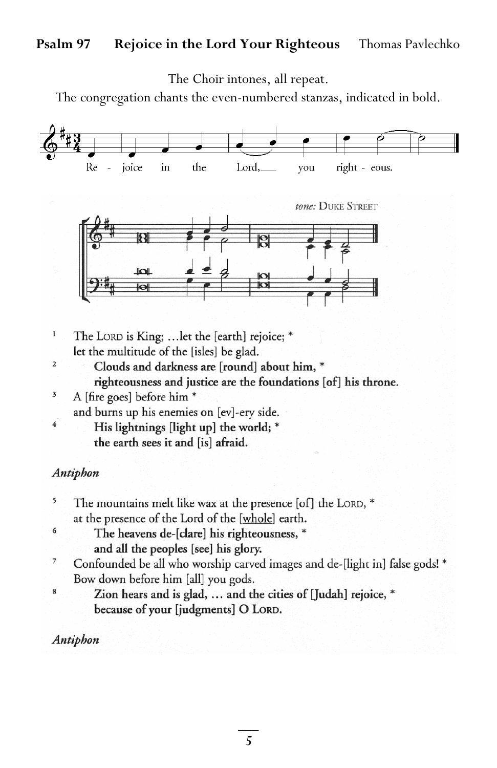**Psalm 97 Rejoice in the Lord Your Righteous** Thomas Pavlechko

The Choir intones, all repeat.

The congregation chants the even-numbered stanzas, indicated in bold.

Re - joice in the Lord, you right - eous.

*tone:* DUKE STREET

1 The LORD is King; …let the [earth] rejoice; *
let the multitude of the [isles] be glad.

2 **Clouds and darkness are [round] about him, ***
**righteousness and justice are the foundations [of] his throne.**

3 A [fire goes] before him *
and burns up his enemies on [ev]-ery side.

4 **His lightnings [light up] the world; ***
**the earth sees it and [is] afraid.**

*Antiphon*

5 The mountains melt like wax at the presence [of] the LORD, *
at the presence of the Lord of the [<u>whole</u>] earth.

6 **The heavens de-[clare] his righteousness, ***
**and all the peoples [see] his glory.**

7 Confounded be all who worship carved images and de-[light in] false gods! *
Bow down before him [all] you gods.

8 **Zion hears and is glad, … and the cities of [Judah] rejoice, ***
**because of your [judgments] O LORD.**

*Antiphon*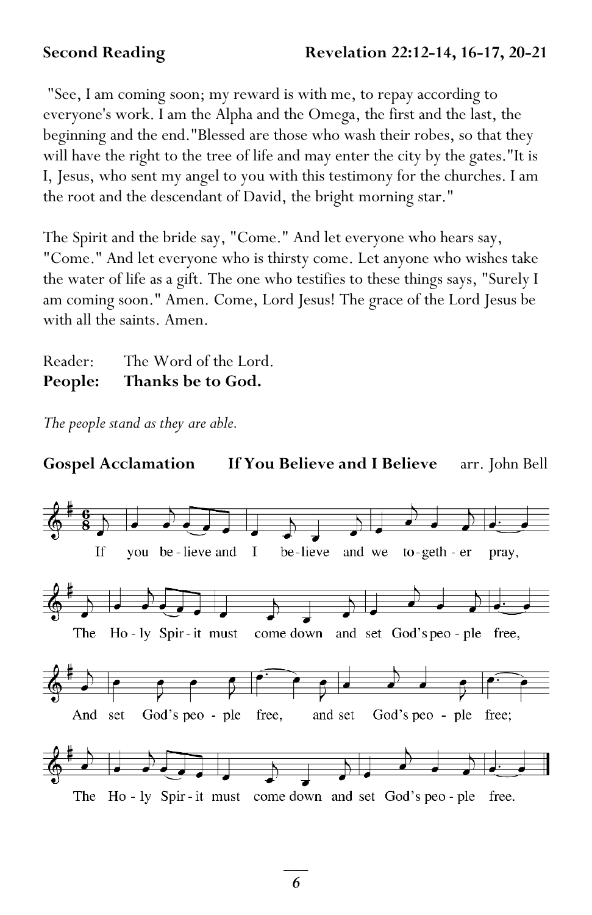**Second Reading** **Revelation 22:12-14, 16-17, 20-21**

"See, I am coming soon; my reward is with me, to repay according to everyone's work. I am the Alpha and the Omega, the first and the last, the beginning and the end."Blessed are those who wash their robes, so that they will have the right to the tree of life and may enter the city by the gates."It is I, Jesus, who sent my angel to you with this testimony for the churches. I am the root and the descendant of David, the bright morning star."

The Spirit and the bride say, "Come." And let everyone who hears say, "Come." And let everyone who is thirsty come. Let anyone who wishes take the water of life as a gift. The one who testifies to these things says, "Surely I am coming soon." Amen. Come, Lord Jesus! The grace of the Lord Jesus be with all the saints. Amen.

Reader: The Word of the Lord.
**People: Thanks be to God.**

*The people stand as they are able.*

**Gospel Acclamation** **If You Believe and I Believe** arr. John Bell

If you be-lieve and I be-lieve and we to-geth-er pray,
The Ho-ly Spir-it must come down and set God's peo-ple free,
And set God's peo-ple free, and set God's peo-ple free;
The Ho-ly Spir-it must come down and set God's peo-ple free.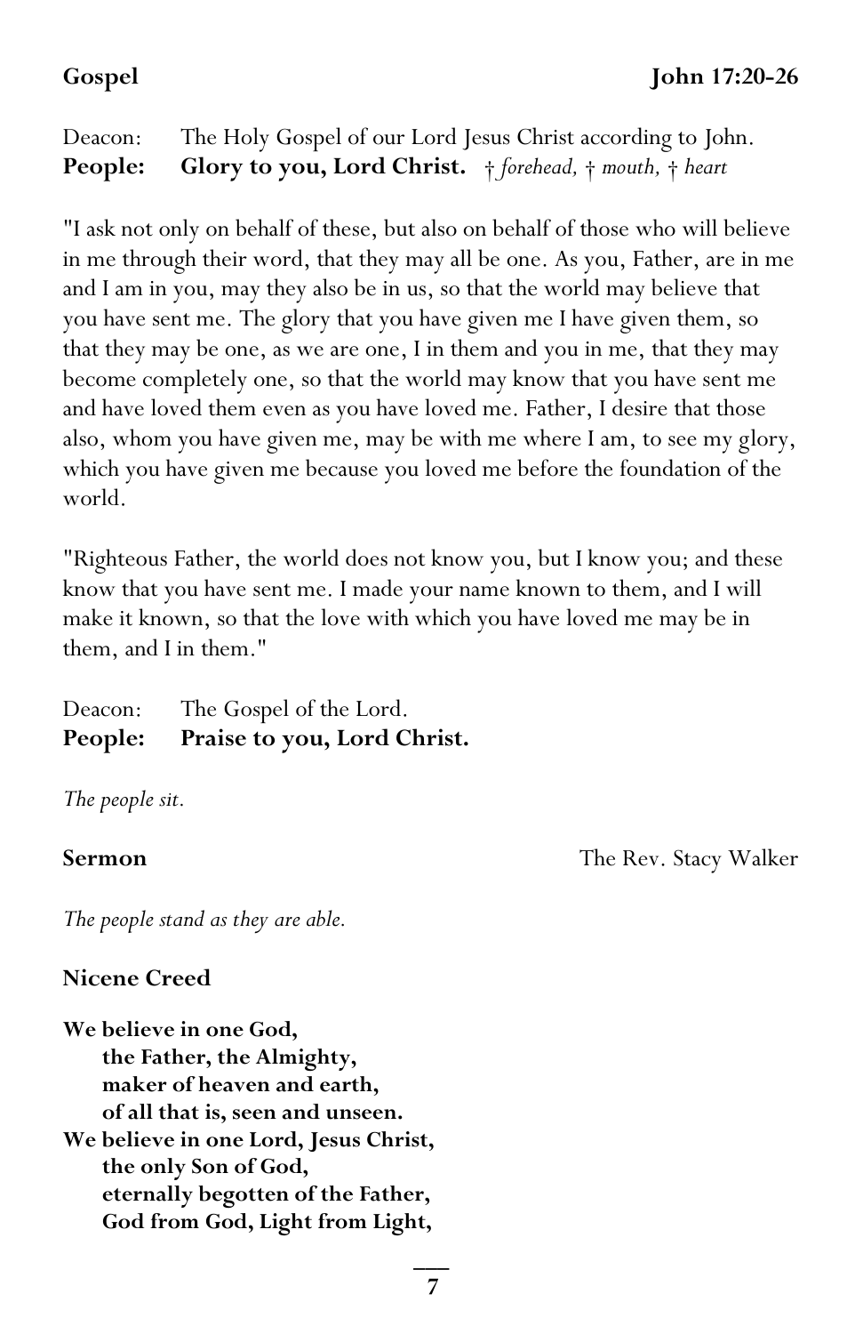**Gospel** **John 17:20-26**

Deacon: The Holy Gospel of our Lord Jesus Christ according to John.
**People: Glory to you, Lord Christ.** *† forehead, † mouth, † heart*

"I ask not only on behalf of these, but also on behalf of those who will believe in me through their word, that they may all be one. As you, Father, are in me and I am in you, may they also be in us, so that the world may believe that you have sent me. The glory that you have given me I have given them, so that they may be one, as we are one, I in them and you in me, that they may become completely one, so that the world may know that you have sent me and have loved them even as you have loved me. Father, I desire that those also, whom you have given me, may be with me where I am, to see my glory, which you have given me because you loved me before the foundation of the world.

"Righteous Father, the world does not know you, but I know you; and these know that you have sent me. I made your name known to them, and I will make it known, so that the love with which you have loved me may be in them, and I in them."

Deacon: The Gospel of the Lord.
**People: Praise to you, Lord Christ.**

*The people sit.*

**Sermon** The Rev. Stacy Walker

*The people stand as they are able.*

**Nicene Creed**

**We believe in one God,**
**the Father, the Almighty,**
**maker of heaven and earth,**
**of all that is, seen and unseen.**
**We believe in one Lord, Jesus Christ,**
**the only Son of God,**
**eternally begotten of the Father,**
**God from God, Light from Light,**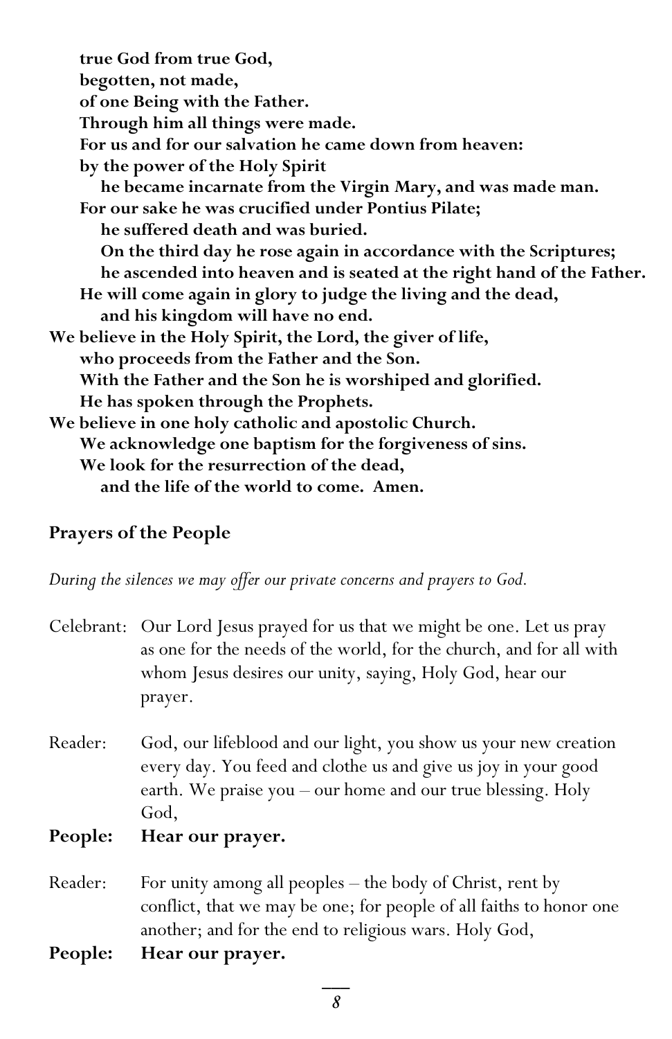**true God from true God,**
**begotten, not made,**
**of one Being with the Father.**
**Through him all things were made.**
**For us and for our salvation he came down from heaven:**
**by the power of the Holy Spirit**
**he became incarnate from the Virgin Mary, and was made man.**
**For our sake he was crucified under Pontius Pilate;**
**he suffered death and was buried.**
**On the third day he rose again in accordance with the Scriptures;**
**he ascended into heaven and is seated at the right hand of the Father.**
**He will come again in glory to judge the living and the dead,**
**and his kingdom will have no end.**
**We believe in the Holy Spirit, the Lord, the giver of life,**
**who proceeds from the Father and the Son.**
**With the Father and the Son he is worshiped and glorified.**
**He has spoken through the Prophets.**
**We believe in one holy catholic and apostolic Church.**
**We acknowledge one baptism for the forgiveness of sins.**
**We look for the resurrection of the dead,**
**and the life of the world to come. Amen.**

## Prayers of the People

*During the silences we may offer our private concerns and prayers to God.*

Celebrant: Our Lord Jesus prayed for us that we might be one. Let us pray as one for the needs of the world, for the church, and for all with whom Jesus desires our unity, saying, Holy God, hear our prayer.

Reader: God, our lifeblood and our light, you show us your new creation every day. You feed and clothe us and give us joy in your good earth. We praise you – our home and our true blessing. Holy God,

**People: Hear our prayer.**

Reader: For unity among all peoples – the body of Christ, rent by conflict, that we may be one; for people of all faiths to honor one another; and for the end to religious wars. Holy God,

**People: Hear our prayer.**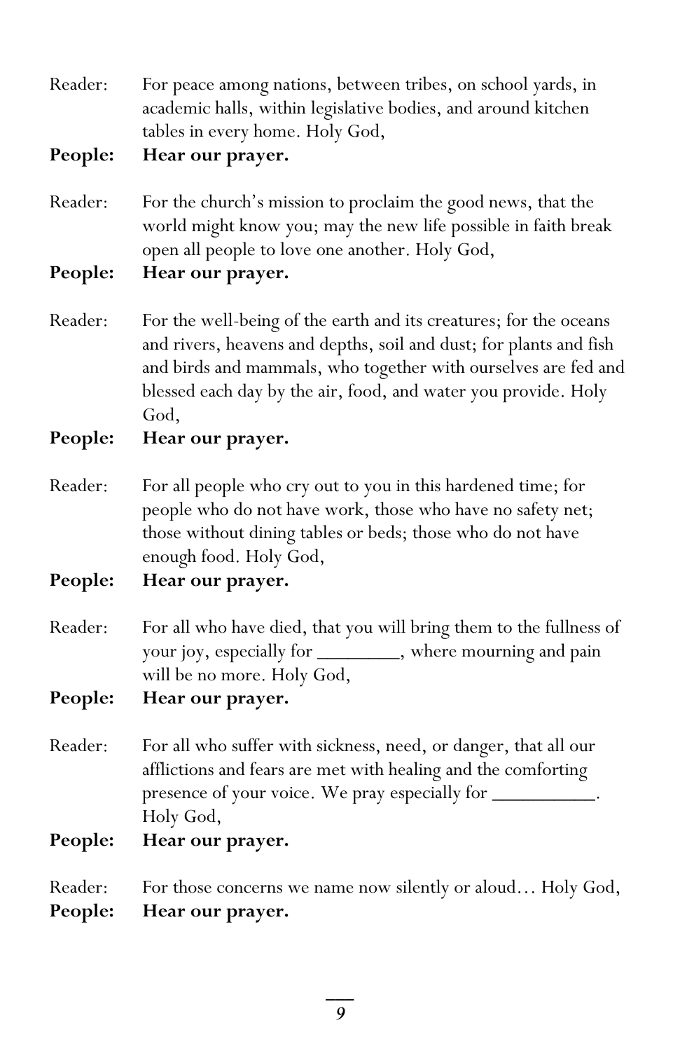Reader: For peace among nations, between tribes, on school yards, in academic halls, within legislative bodies, and around kitchen tables in every home. Holy God,

**People: Hear our prayer.**

Reader: For the church's mission to proclaim the good news, that the world might know you; may the new life possible in faith break open all people to love one another. Holy God,

**People: Hear our prayer.**

Reader: For the well-being of the earth and its creatures; for the oceans and rivers, heavens and depths, soil and dust; for plants and fish and birds and mammals, who together with ourselves are fed and blessed each day by the air, food, and water you provide. Holy God,

**People: Hear our prayer.**

Reader: For all people who cry out to you in this hardened time; for people who do not have work, those who have no safety net; those without dining tables or beds; those who do not have enough food. Holy God,

**People: Hear our prayer.**

Reader: For all who have died, that you will bring them to the fullness of your joy, especially for ________, where mourning and pain will be no more. Holy God,

**People: Hear our prayer.**

Reader: For all who suffer with sickness, need, or danger, that all our afflictions and fears are met with healing and the comforting presence of your voice. We pray especially for __________. Holy God,

**People: Hear our prayer.**

Reader: For those concerns we name now silently or aloud… Holy God,

**People: Hear our prayer.**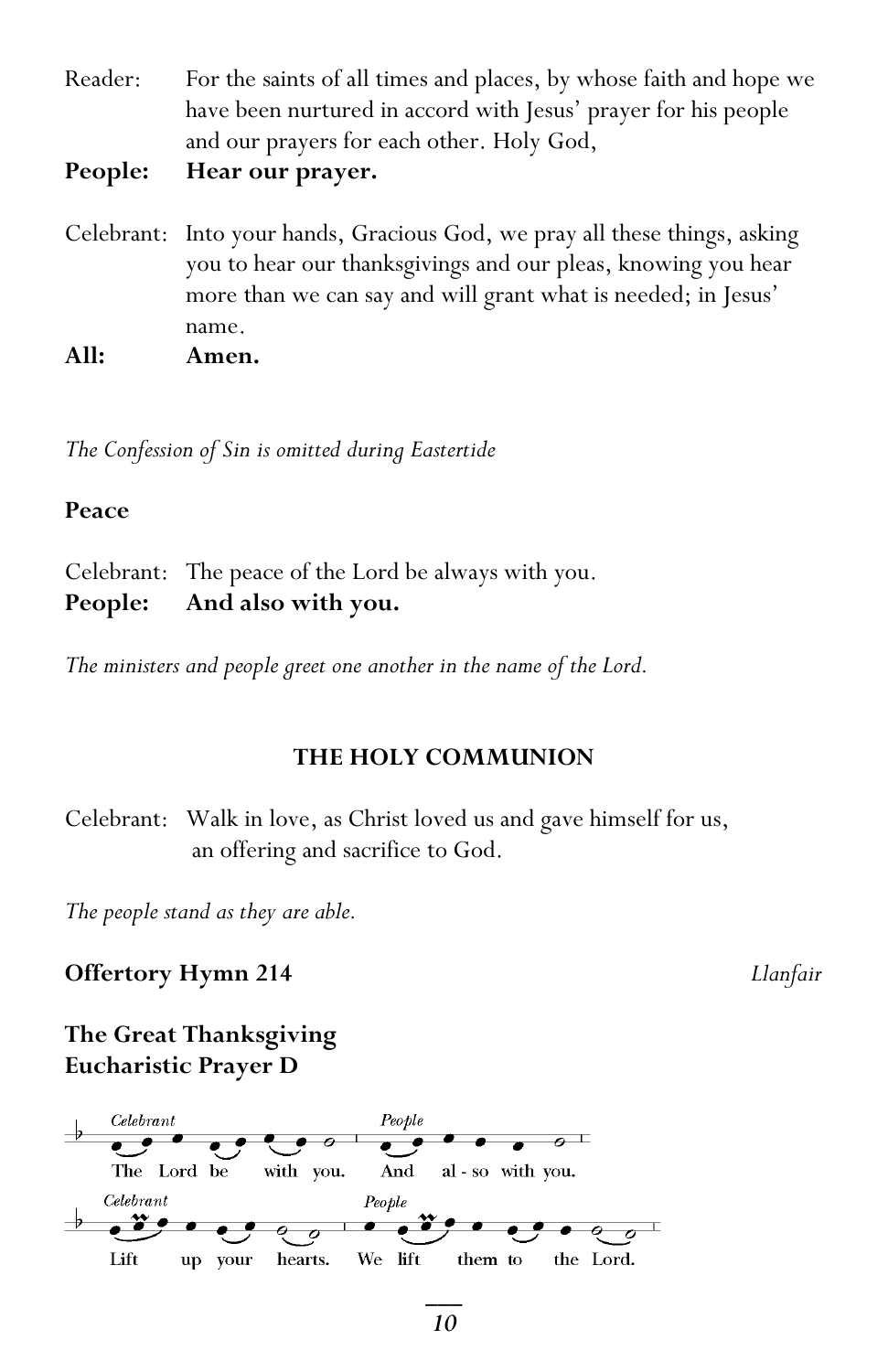Reader: For the saints of all times and places, by whose faith and hope we have been nurtured in accord with Jesus' prayer for his people and our prayers for each other. Holy God,

**People: Hear our prayer.**

Celebrant: Into your hands, Gracious God, we pray all these things, asking you to hear our thanksgivings and our pleas, knowing you hear more than we can say and will grant what is needed; in Jesus' name.

**All: Amen.**

*The Confession of Sin is omitted during Eastertide*

**Peace**

Celebrant: The peace of the Lord be always with you.

**People: And also with you.**

*The ministers and people greet one another in the name of the Lord.*

## THE HOLY COMMUNION

Celebrant: Walk in love, as Christ loved us and gave himself for us, an offering and sacrifice to God.

*The people stand as they are able.*

**Offertory Hymn 214** *Llanfair*

**The Great Thanksgiving**
**Eucharistic Prayer D**

*Celebrant* The Lord be with you. *People* And also with you.

*Celebrant* Lift up your hearts. *People* We lift them to the Lord.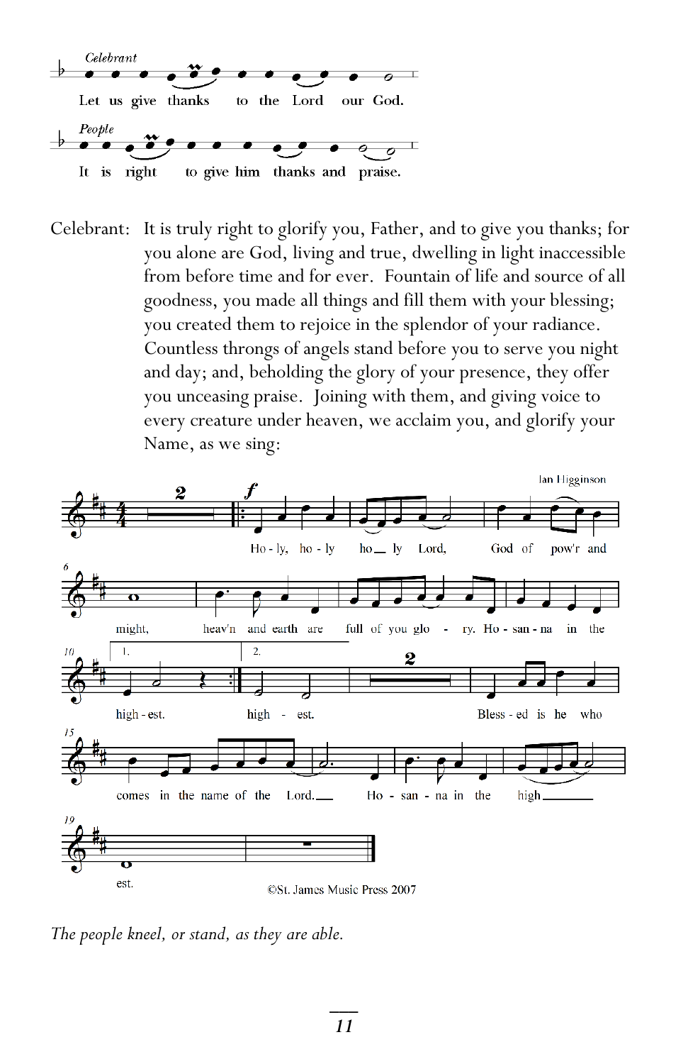Celebrant

Let us give thanks to the Lord our God.

People

It is right to give him thanks and praise.

Celebrant: It is truly right to glorify you, Father, and to give you thanks; for you alone are God, living and true, dwelling in light inaccessible from before time and for ever. Fountain of life and source of all goodness, you made all things and fill them with your blessing; you created them to rejoice in the splendor of your radiance. Countless throngs of angels stand before you to serve you night and day; and, beholding the glory of your presence, they offer you unceasing praise. Joining with them, and giving voice to every creature under heaven, we acclaim you, and glorify your Name, as we sing:

Ian Higginson

Holy, holy holy Lord, God of pow'r and might, heav'n and earth are full of you glory. Hosanna in the highest. highest.

Blessed is he who comes in the name of the Lord. Hosanna in the highest.

©St. James Music Press 2007

*The people kneel, or stand, as they are able.*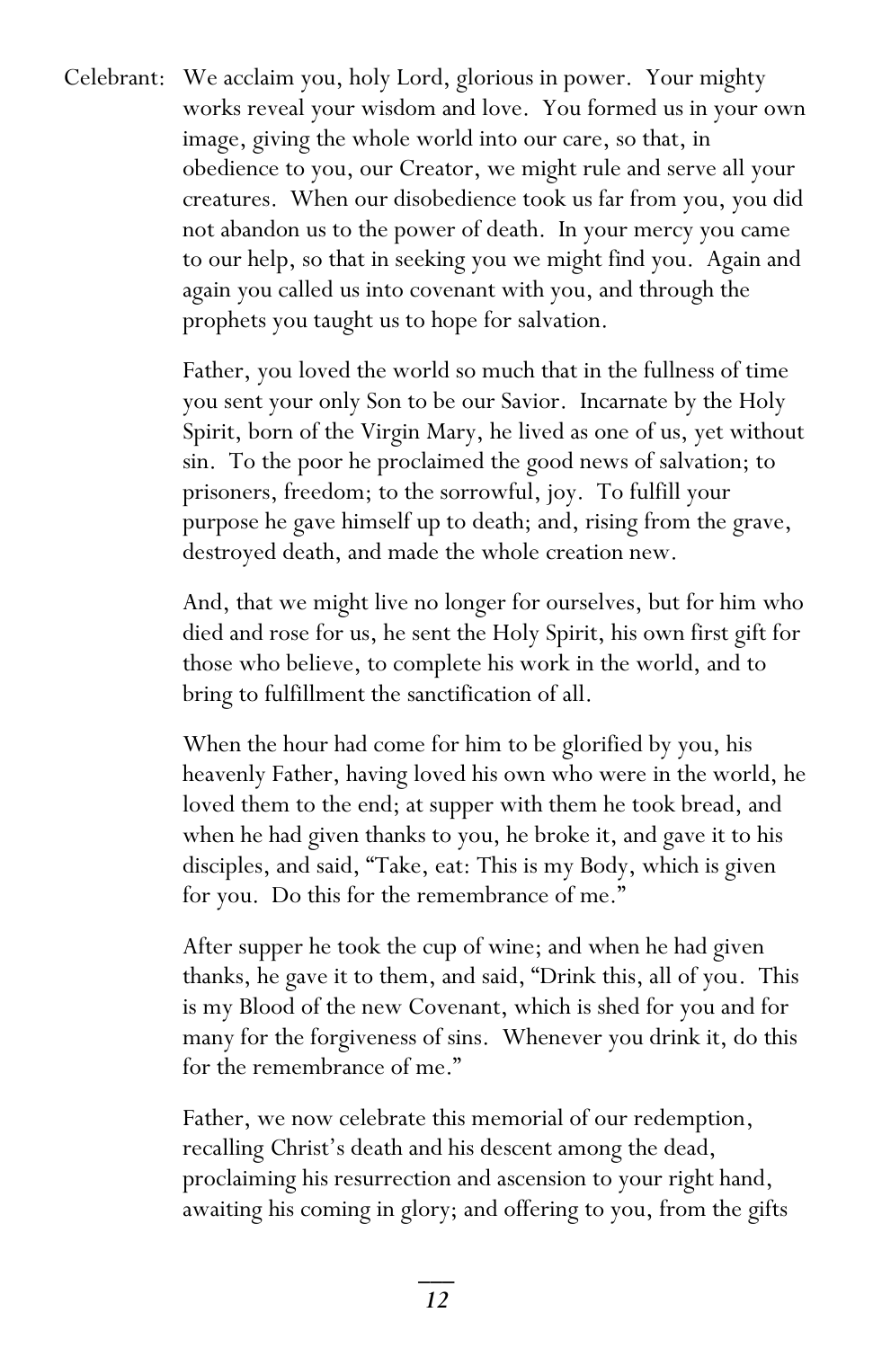Celebrant: We acclaim you, holy Lord, glorious in power. Your mighty works reveal your wisdom and love. You formed us in your own image, giving the whole world into our care, so that, in obedience to you, our Creator, we might rule and serve all your creatures. When our disobedience took us far from you, you did not abandon us to the power of death. In your mercy you came to our help, so that in seeking you we might find you. Again and again you called us into covenant with you, and through the prophets you taught us to hope for salvation.

Father, you loved the world so much that in the fullness of time you sent your only Son to be our Savior. Incarnate by the Holy Spirit, born of the Virgin Mary, he lived as one of us, yet without sin. To the poor he proclaimed the good news of salvation; to prisoners, freedom; to the sorrowful, joy. To fulfill your purpose he gave himself up to death; and, rising from the grave, destroyed death, and made the whole creation new.

And, that we might live no longer for ourselves, but for him who died and rose for us, he sent the Holy Spirit, his own first gift for those who believe, to complete his work in the world, and to bring to fulfillment the sanctification of all.

When the hour had come for him to be glorified by you, his heavenly Father, having loved his own who were in the world, he loved them to the end; at supper with them he took bread, and when he had given thanks to you, he broke it, and gave it to his disciples, and said, "Take, eat: This is my Body, which is given for you. Do this for the remembrance of me."

After supper he took the cup of wine; and when he had given thanks, he gave it to them, and said, "Drink this, all of you. This is my Blood of the new Covenant, which is shed for you and for many for the forgiveness of sins. Whenever you drink it, do this for the remembrance of me."

Father, we now celebrate this memorial of our redemption, recalling Christ's death and his descent among the dead, proclaiming his resurrection and ascension to your right hand, awaiting his coming in glory; and offering to you, from the gifts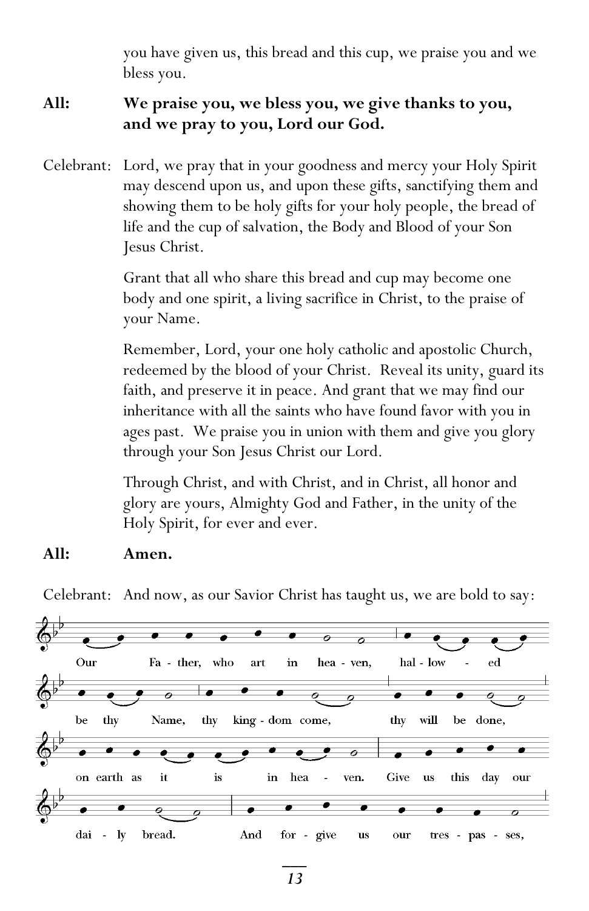you have given us, this bread and this cup, we praise you and we bless you.

**All:** **We praise you, we bless you, we give thanks to you, and we pray to you, Lord our God.**

Celebrant: Lord, we pray that in your goodness and mercy your Holy Spirit may descend upon us, and upon these gifts, sanctifying them and showing them to be holy gifts for your holy people, the bread of life and the cup of salvation, the Body and Blood of your Son Jesus Christ.

Grant that all who share this bread and cup may become one body and one spirit, a living sacrifice in Christ, to the praise of your Name.

Remember, Lord, your one holy catholic and apostolic Church, redeemed by the blood of your Christ. Reveal its unity, guard its faith, and preserve it in peace. And grant that we may find our inheritance with all the saints who have found favor with you in ages past. We praise you in union with them and give you glory through your Son Jesus Christ our Lord.

Through Christ, and with Christ, and in Christ, all honor and glory are yours, Almighty God and Father, in the unity of the Holy Spirit, for ever and ever.

**All:** **Amen.**

Celebrant: And now, as our Savior Christ has taught us, we are bold to say:

Our Fa - ther, who art in hea - ven, hal - low - ed be thy Name, thy king - dom come, thy will be done, on earth as it is in hea - ven. Give us this day our dai - ly bread. And for - give us our tres - pas - ses,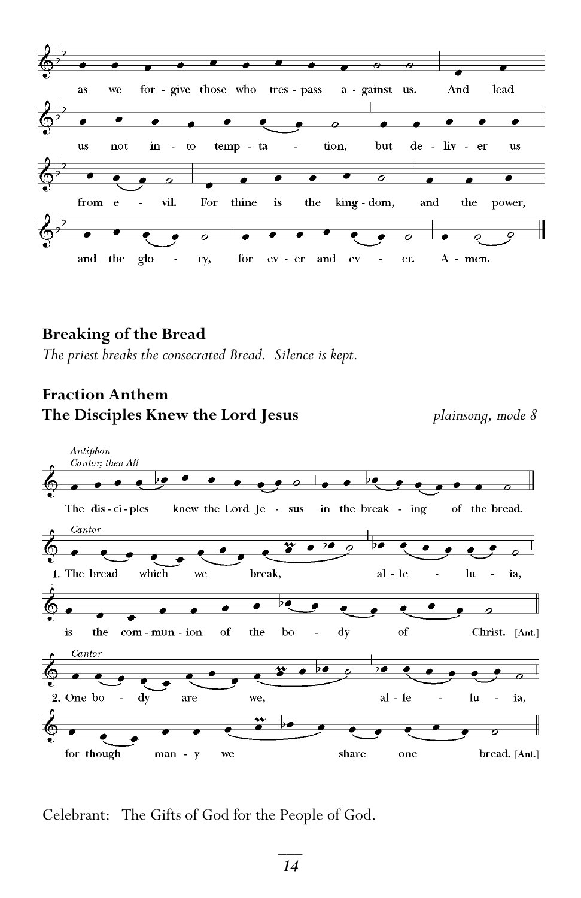as we for - give those who tres - pass a - gainst us. And lead us not in - to temp - ta - tion, but de - liv - er us from e - vil. For thine is the king - dom, and the power, and the glo - ry, for ev - er and ev - er. A - men.

**Breaking of the Bread**

*The priest breaks the consecrated Bread. Silence is kept.*

**Fraction Anthem**

**The Disciples Knew the Lord Jesus** *plainsong, mode 8*

*Antiphon*
*Cantor; then All*

The dis - ci - ples knew the Lord Je - sus in the break - ing of the bread.

*Cantor*

1. The bread which we break, al - le - lu - ia, is the com - mun - ion of the bo - dy of Christ. [Ant.]

*Cantor*

2. One bo - dy are we, al - le - lu - ia, for though man - y we share one bread. [Ant.]

Celebrant: The Gifts of God for the People of God.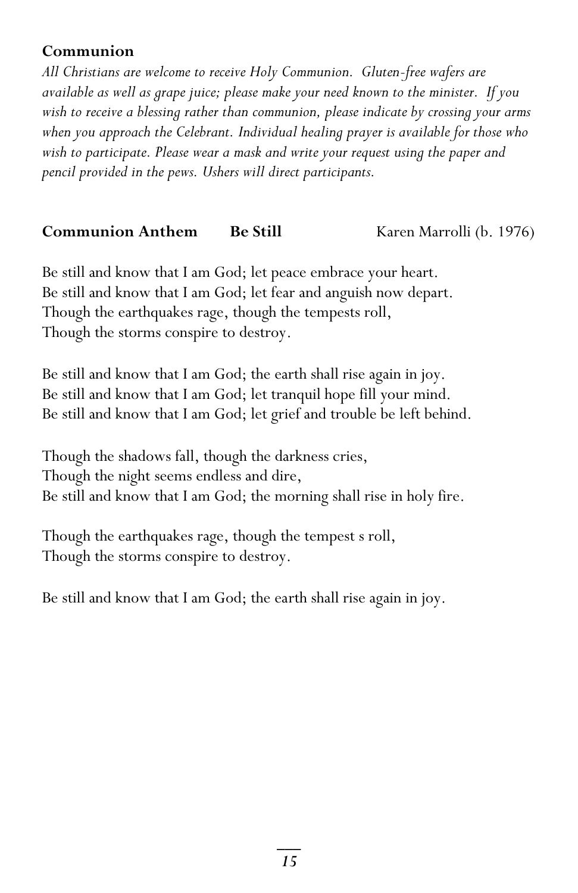**Communion**

*All Christians are welcome to receive Holy Communion. Gluten-free wafers are available as well as grape juice; please make your need known to the minister. If you wish to receive a blessing rather than communion, please indicate by crossing your arms when you approach the Celebrant. Individual healing prayer is available for those who wish to participate. Please wear a mask and write your request using the paper and pencil provided in the pews. Ushers will direct participants.*

**Communion Anthem** **Be Still** Karen Marrolli (b. 1976)

Be still and know that I am God; let peace embrace your heart.
Be still and know that I am God; let fear and anguish now depart.
Though the earthquakes rage, though the tempests roll,
Though the storms conspire to destroy.

Be still and know that I am God; the earth shall rise again in joy.
Be still and know that I am God; let tranquil hope fill your mind.
Be still and know that I am God; let grief and trouble be left behind.

Though the shadows fall, though the darkness cries,
Though the night seems endless and dire,
Be still and know that I am God; the morning shall rise in holy fire.

Though the earthquakes rage, though the tempest s roll,
Though the storms conspire to destroy.

Be still and know that I am God; the earth shall rise again in joy.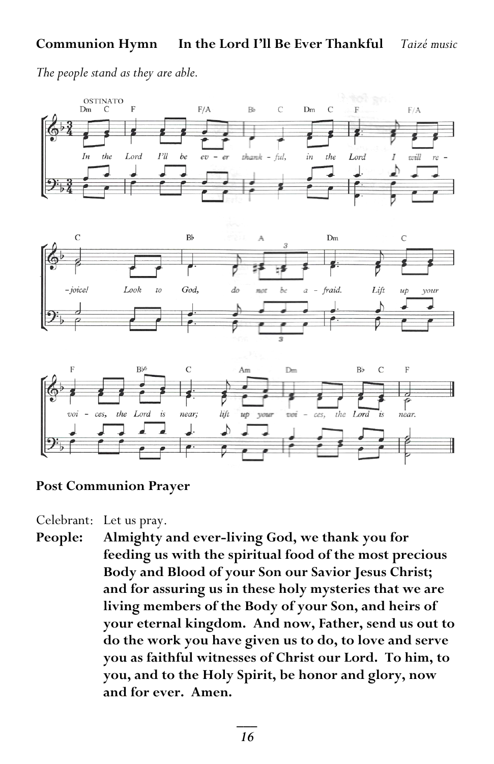**Communion Hymn In the Lord I'll Be Ever Thankful** *Taizé music*

*The people stand as they are able.*

**Post Communion Prayer**

Celebrant: Let us pray.

**People: Almighty and ever-living God, we thank you for feeding us with the spiritual food of the most precious Body and Blood of your Son our Savior Jesus Christ; and for assuring us in these holy mysteries that we are living members of the Body of your Son, and heirs of your eternal kingdom. And now, Father, send us out to do the work you have given us to do, to love and serve you as faithful witnesses of Christ our Lord. To him, to you, and to the Holy Spirit, be honor and glory, now and for ever. Amen.**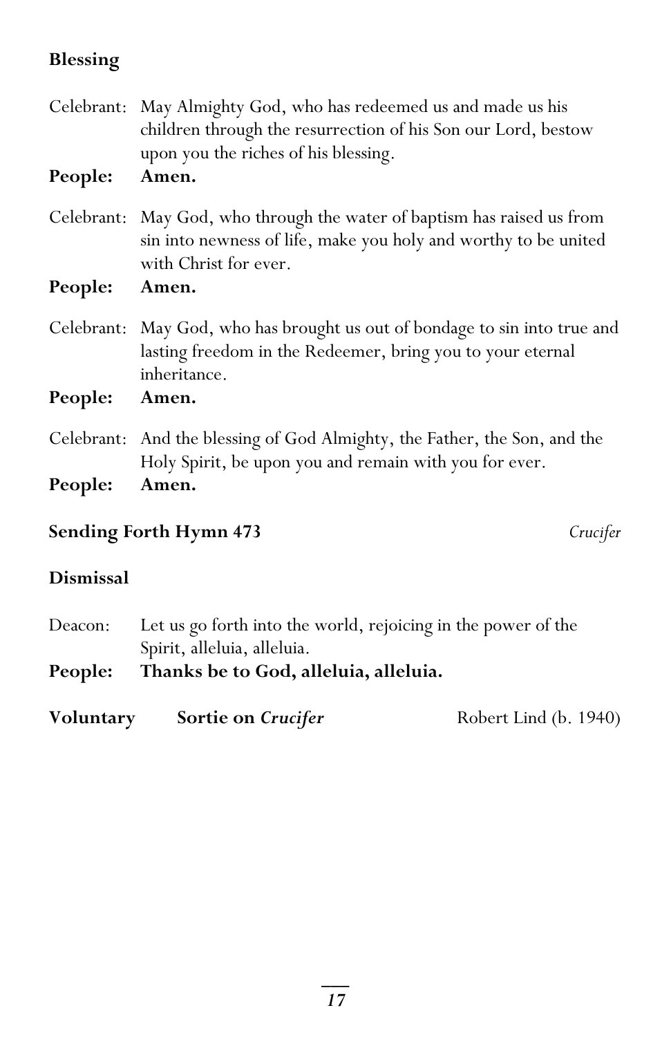**Blessing**

Celebrant: May Almighty God, who has redeemed us and made us his children through the resurrection of his Son our Lord, bestow upon you the riches of his blessing.
**People: Amen.**

Celebrant: May God, who through the water of baptism has raised us from sin into newness of life, make you holy and worthy to be united with Christ for ever.
**People: Amen.**

Celebrant: May God, who has brought us out of bondage to sin into true and lasting freedom in the Redeemer, bring you to your eternal inheritance.
**People: Amen.**

Celebrant: And the blessing of God Almighty, the Father, the Son, and the Holy Spirit, be upon you and remain with you for ever.
**People: Amen.**

**Sending Forth Hymn 473** *Crucifer*

**Dismissal**

Deacon: Let us go forth into the world, rejoicing in the power of the Spirit, alleluia, alleluia.
**People: Thanks be to God, alleluia, alleluia.**

**Voluntary** **Sortie on *Crucifer*** Robert Lind (b. 1940)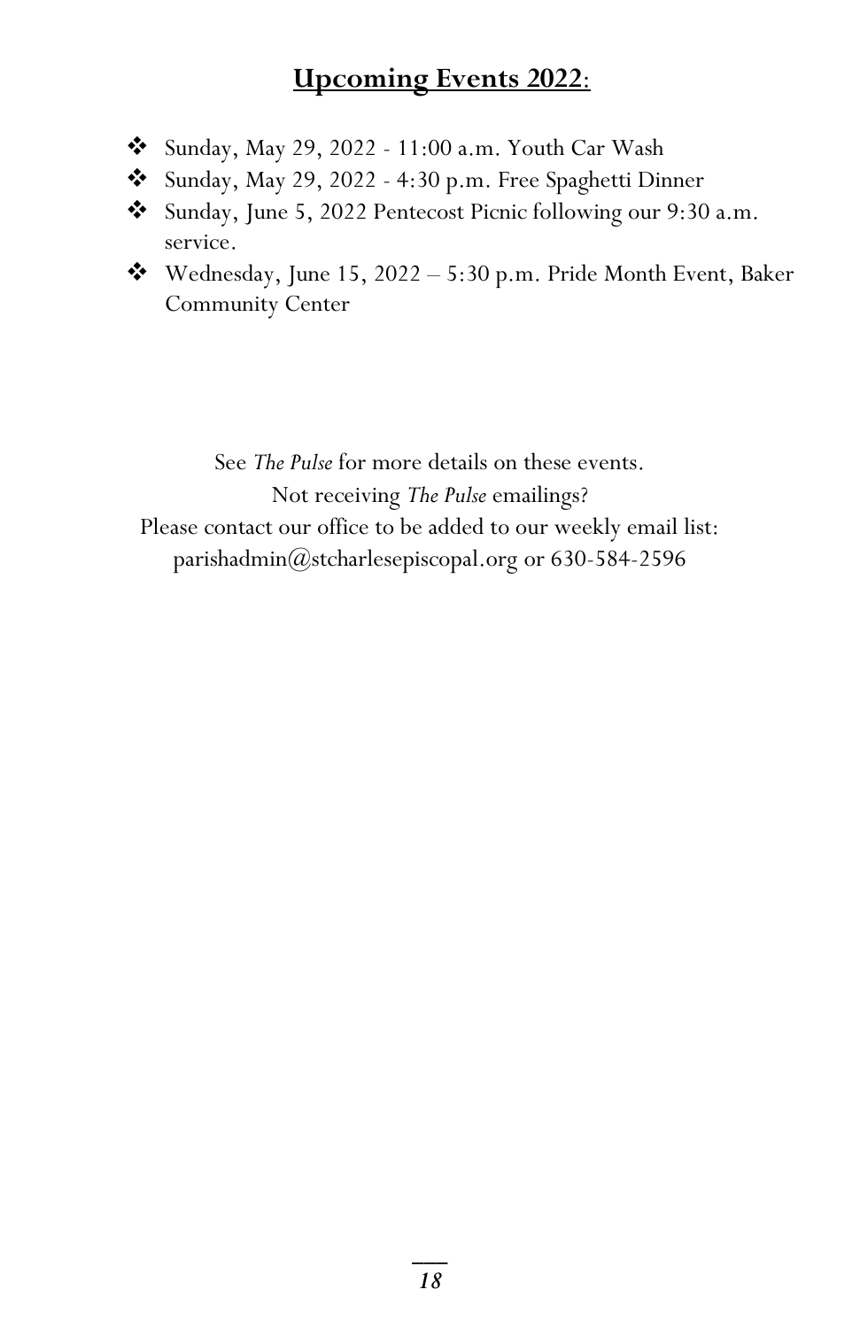## **Upcoming Events 2022**:

- Sunday, May 29, 2022 - 11:00 a.m. Youth Car Wash
- Sunday, May 29, 2022 - 4:30 p.m. Free Spaghetti Dinner
- Sunday, June 5, 2022 Pentecost Picnic following our 9:30 a.m. service.
- Wednesday, June 15, 2022 – 5:30 p.m. Pride Month Event, Baker Community Center

See *The Pulse* for more details on these events.
Not receiving *The Pulse* emailings?
Please contact our office to be added to our weekly email list:
parishadmin@stcharlesepiscopal.org or 630-584-2596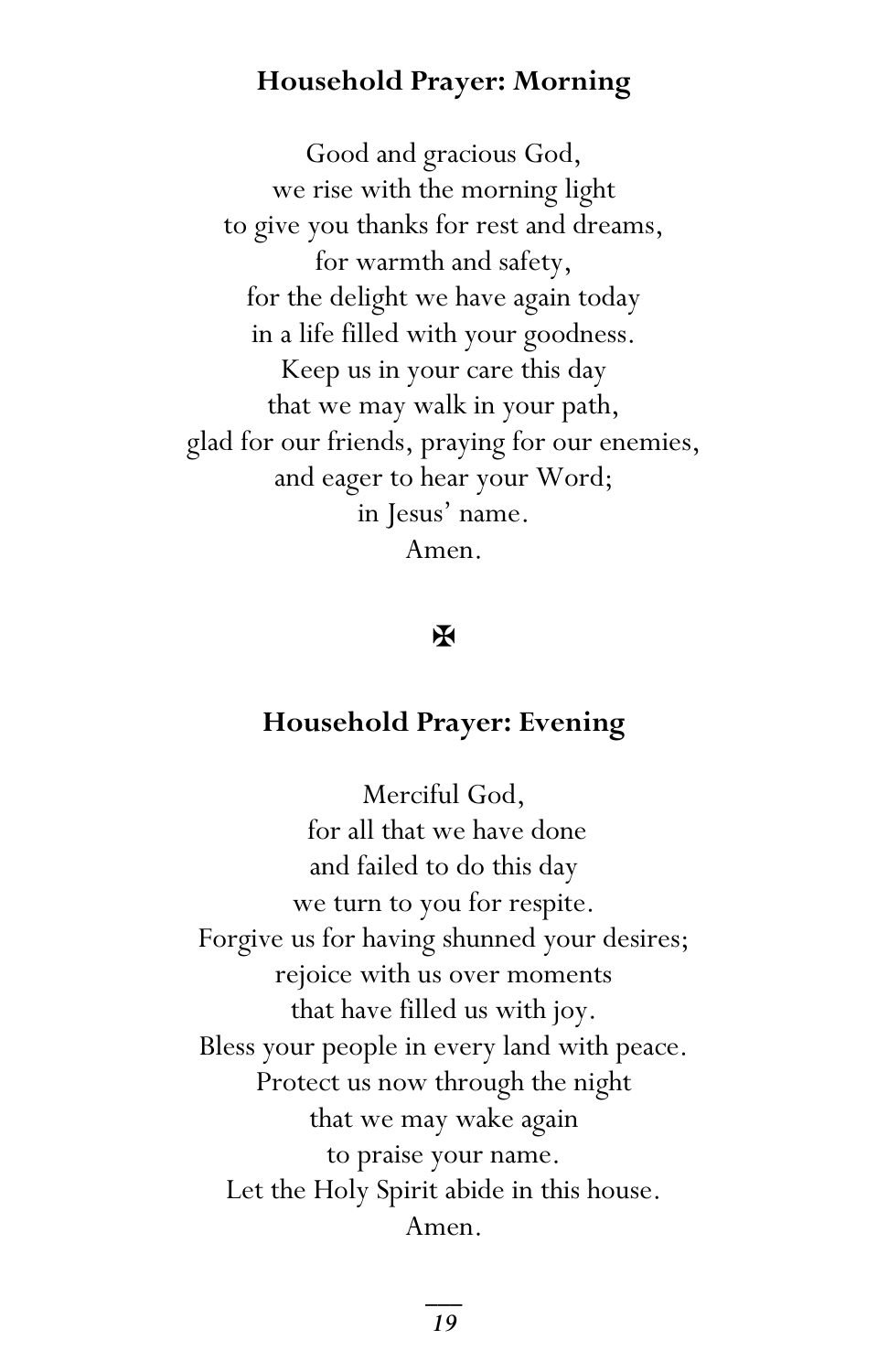### Household Prayer: Morning

Good and gracious God,
we rise with the morning light
to give you thanks for rest and dreams,
for warmth and safety,
for the delight we have again today
in a life filled with your goodness.
Keep us in your care this day
that we may walk in your path,
glad for our friends, praying for our enemies,
and eager to hear your Word;
in Jesus' name.
Amen.

✠

### Household Prayer: Evening

Merciful God,
for all that we have done
and failed to do this day
we turn to you for respite.
Forgive us for having shunned your desires;
rejoice with us over moments
that have filled us with joy.
Bless your people in every land with peace.
Protect us now through the night
that we may wake again
to praise your name.
Let the Holy Spirit abide in this house.
Amen.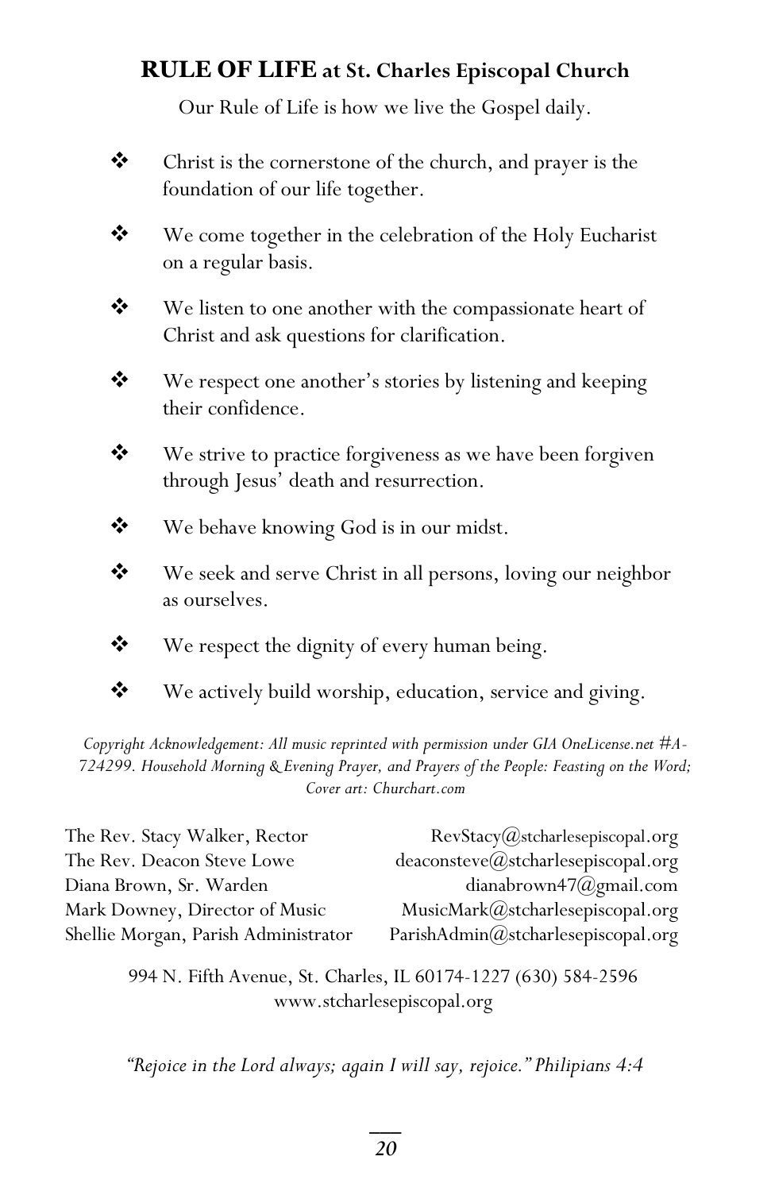## **RULE OF LIFE** at St. Charles Episcopal Church

Our Rule of Life is how we live the Gospel daily.

- ❖ Christ is the cornerstone of the church, and prayer is the foundation of our life together.
- ❖ We come together in the celebration of the Holy Eucharist on a regular basis.
- ❖ We listen to one another with the compassionate heart of Christ and ask questions for clarification.
- ❖ We respect one another's stories by listening and keeping their confidence.
- ❖ We strive to practice forgiveness as we have been forgiven through Jesus' death and resurrection.
- ❖ We behave knowing God is in our midst.
- ❖ We seek and serve Christ in all persons, loving our neighbor as ourselves.
- ❖ We respect the dignity of every human being.
- ❖ We actively build worship, education, service and giving.

*Copyright Acknowledgement: All music reprinted with permission under GIA OneLicense.net #A-724299. Household Morning & Evening Prayer, and Prayers of the People: Feasting on the Word; Cover art: Churchart.com*

| | |
|---|---|
| The Rev. Stacy Walker, Rector | RevStacy@stcharlesepiscopal.org |
| The Rev. Deacon Steve Lowe | deaconsteve@stcharlesepiscopal.org |
| Diana Brown, Sr. Warden | dianabrown47@gmail.com |
| Mark Downey, Director of Music | MusicMark@stcharlesepiscopal.org |
| Shellie Morgan, Parish Administrator | ParishAdmin@stcharlesepiscopal.org |

994 N. Fifth Avenue, St. Charles, IL 60174-1227 (630) 584-2596
www.stcharlesepiscopal.org

*"Rejoice in the Lord always; again I will say, rejoice." Philipians 4:4*